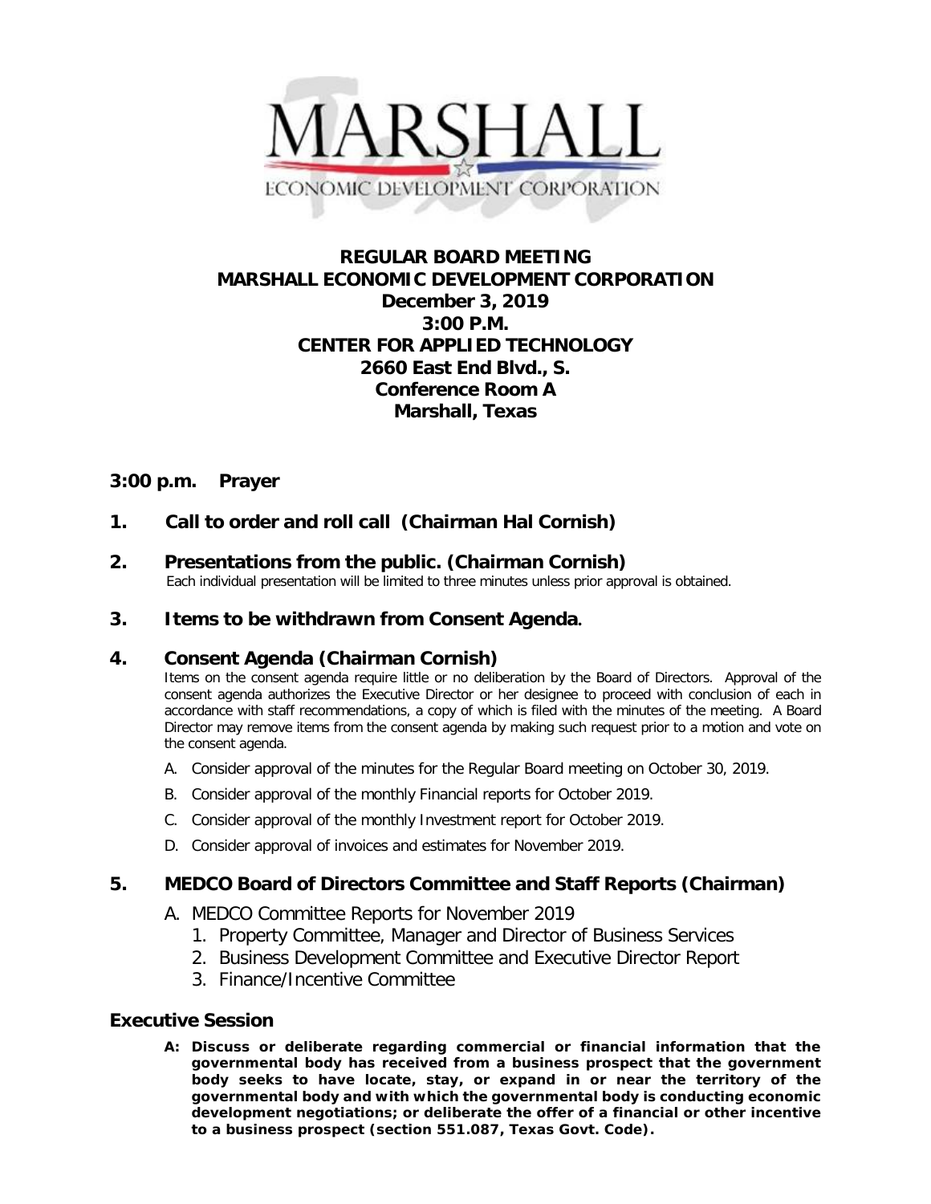MARSHALL
ECONOMIC DEVELOPMENT CORPORATION

# REGULAR BOARD MEETING
# MARSHALL ECONOMIC DEVELOPMENT CORPORATION
**December 3, 2019**
**3:00 P.M.**
**CENTER FOR APPLIED TECHNOLOGY**
**2660 East End Blvd., S.**
**Conference Room A**
**Marshall, Texas**

## 3:00 p.m. Prayer

## 1. Call to order and roll call (Chairman Hal Cornish)

## 2. Presentations from the public. (Chairman Cornish)

Each individual presentation will be limited to three minutes unless prior approval is obtained.

## 3. Items to be withdrawn from Consent Agenda.

## 4. Consent Agenda (Chairman Cornish)

Items on the consent agenda require little or no deliberation by the Board of Directors. Approval of the consent agenda authorizes the Executive Director or her designee to proceed with conclusion of each in accordance with staff recommendations, a copy of which is filed with the minutes of the meeting. A Board Director may remove items from the consent agenda by making such request prior to a motion and vote on the consent agenda.

A. Consider approval of the minutes for the Regular Board meeting on October 30, 2019.

B. Consider approval of the monthly Financial reports for October 2019.

C. Consider approval of the monthly Investment report for October 2019.

D. Consider approval of invoices and estimates for November 2019.

## 5. MEDCO Board of Directors Committee and Staff Reports (Chairman)

A. MEDCO Committee Reports for November 2019
   1. Property Committee, Manager and Director of Business Services
   2. Business Development Committee and Executive Director Report
   3. Finance/Incentive Committee

## Executive Session

**A: Discuss or deliberate regarding commercial or financial information that the governmental body has received from a business prospect that the government body seeks to have locate, stay, or expand in or near the territory of the governmental body and with which the governmental body is conducting economic development negotiations; or deliberate the offer of a financial or other incentive to a business prospect (section 551.087, Texas Govt. Code).**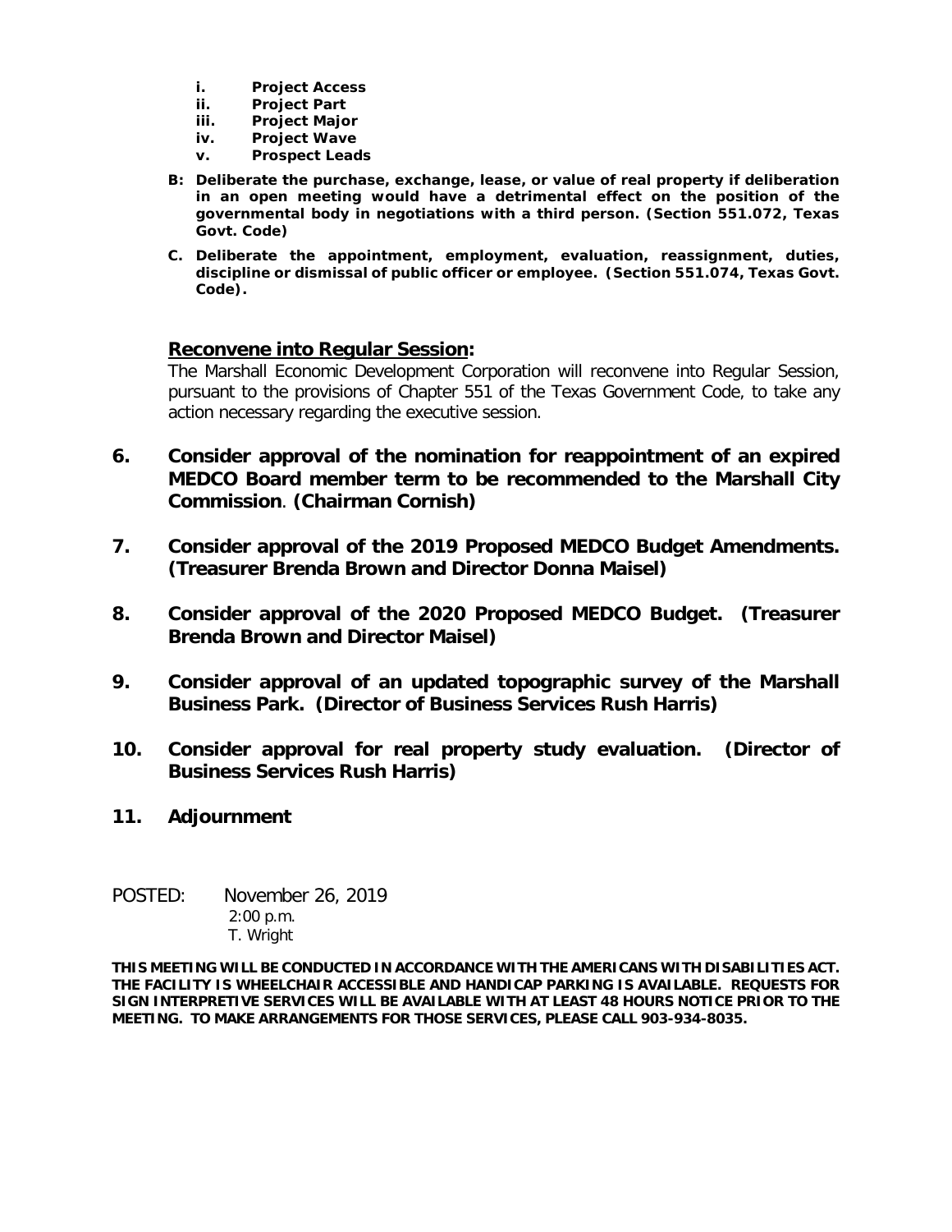- i. **Project Access**
- ii. **Project Part**
- iii. **Project Major**
- iv. **Project Wave**
- v. **Prospect Leads**

**B: Deliberate the purchase, exchange, lease, or value of real property if deliberation in an open meeting would have a detrimental effect on the position of the governmental body in negotiations with a third person. (Section 551.072, Texas Govt. Code)**

**C. Deliberate the appointment, employment, evaluation, reassignment, duties, discipline or dismissal of public officer or employee. (Section 551.074, Texas Govt. Code).**

**<u>Reconvene into Regular Session</u>:**

The Marshall Economic Development Corporation will reconvene into Regular Session, pursuant to the provisions of Chapter 551 of the Texas Government Code, to take any action necessary regarding the executive session.

**6. Consider approval of the nomination for reappointment of an expired MEDCO Board member term to be recommended to the Marshall City Commission. (Chairman Cornish)**

**7. Consider approval of the 2019 Proposed MEDCO Budget Amendments. (Treasurer Brenda Brown and Director Donna Maisel)**

**8. Consider approval of the 2020 Proposed MEDCO Budget. (Treasurer Brenda Brown and Director Maisel)**

**9. Consider approval of an updated topographic survey of the Marshall Business Park. (Director of Business Services Rush Harris)**

**10. Consider approval for real property study evaluation. (Director of Business Services Rush Harris)**

**11. Adjournment**

POSTED: November 26, 2019
2:00 p.m.
T. Wright

**THIS MEETING WILL BE CONDUCTED IN ACCORDANCE WITH THE AMERICANS WITH DISABILITIES ACT. THE FACILITY IS WHEELCHAIR ACCESSIBLE AND HANDICAP PARKING IS AVAILABLE. REQUESTS FOR SIGN INTERPRETIVE SERVICES WILL BE AVAILABLE WITH AT LEAST 48 HOURS NOTICE PRIOR TO THE MEETING. TO MAKE ARRANGEMENTS FOR THOSE SERVICES, PLEASE CALL 903-934-8035.**